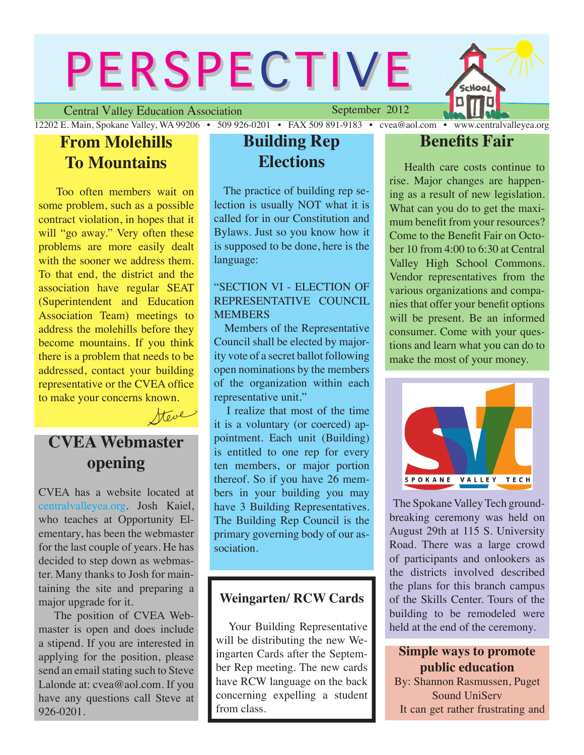# PERSPECTIVE

Central Valley Education Association — September 2012

12202 E. Main, Spokane Valley, WA 99206 • 509 926-0201 • FAX 509 891-9183 • cvea@aol.com • www.centralvalleyea.org

## From Molehills To Mountains

Too often members wait on some problem, such as a possible contract violation, in hopes that it will "go away." Very often these problems are more easily dealt with the sooner we address them. To that end, the district and the association have regular SEAT (Superintendent and Education Association Team) meetings to address the molehills before they become mountains. If you think there is a problem that needs to be addressed, contact your building representative or the CVEA office to make your concerns known.

*Steve*

## CVEA Webmaster opening

CVEA has a website located at centralvalleyea.org. Josh Kaiel, who teaches at Opportunity Elementary, has been the webmaster for the last couple of years. He has decided to step down as webmaster. Many thanks to Josh for maintaining the site and preparing a major upgrade for it.

The position of CVEA Webmaster is open and does include a stipend. If you are interested in applying for the position, please send an email stating such to Steve Lalonde at: cvea@aol.com. If you have any questions call Steve at 926-0201.

## Building Rep Elections

The practice of building rep selection is usually NOT what it is called for in our Constitution and Bylaws. Just so you know how it is supposed to be done, here is the language:

"SECTION VI - ELECTION OF REPRESENTATIVE COUNCIL MEMBERS

Members of the Representative Council shall be elected by majority vote of a secret ballot following open nominations by the members of the organization within each representative unit."

I realize that most of the time it is a voluntary (or coerced) appointment. Each unit (Building) is entitled to one rep for every ten members, or major portion thereof. So if you have 26 members in your building you may have 3 Building Representatives. The Building Rep Council is the primary governing body of our association.

### Weingarten/ RCW Cards

Your Building Representative will be distributing the new Weingarten Cards after the September Rep meeting. The new cards have RCW language on the back concerning expelling a student from class.

## Benefits Fair

Health care costs continue to rise. Major changes are happening as a result of new legislation. What can you do to get the maximum benefit from your resources? Come to the Benefit Fair on October 10 from 4:00 to 6:30 at Central Valley High School Commons. Vendor representatives from the various organizations and companies that offer your benefit options will be present. Be an informed consumer. Come with your questions and learn what you can do to make the most of your money.

SPOKANE VALLEY TECH

The Spokane Valley Tech groundbreaking ceremony was held on August 29th at 115 S. University Road. There was a large crowd of participants and onlookers as the districts involved described the plans for this branch campus of the Skills Center. Tours of the building to be remodeled were held at the end of the ceremony.

## Simple ways to promote public education

By: Shannon Rasmussen, Puget Sound UniServ

It can get rather frustrating and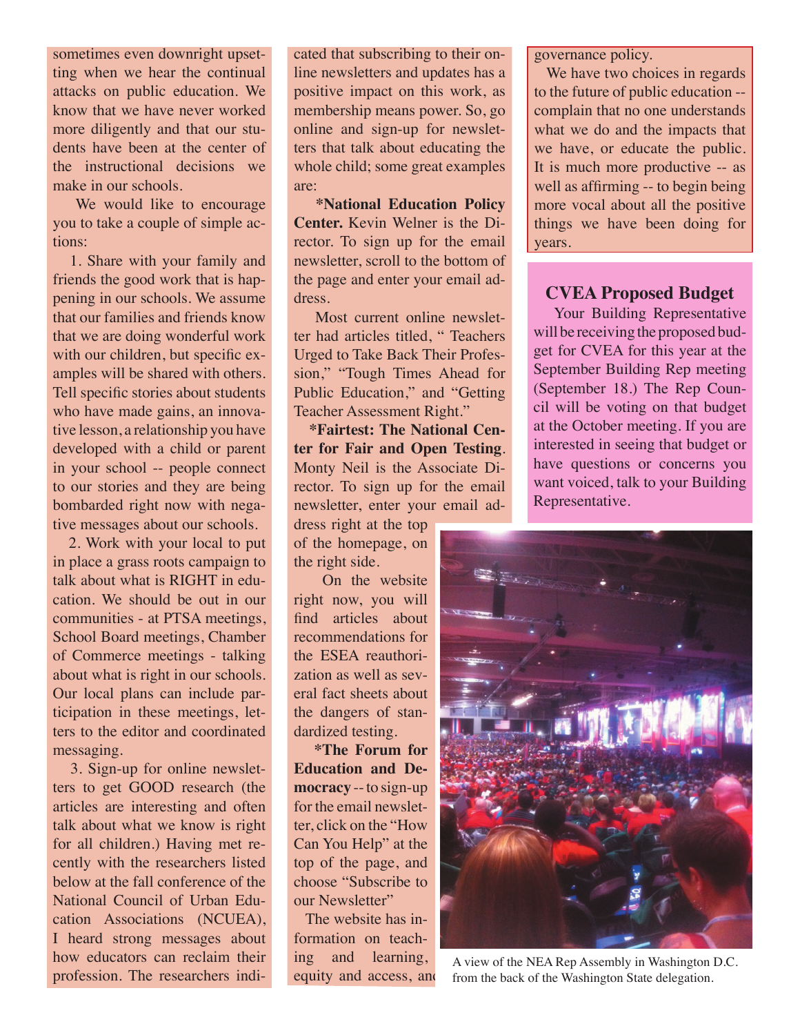sometimes even downright upsetting when we hear the continual attacks on public education. We know that we have never worked more diligently and that our students have been at the center of the instructional decisions we make in our schools.

We would like to encourage you to take a couple of simple actions:

1. Share with your family and friends the good work that is happening in our schools. We assume that our families and friends know that we are doing wonderful work with our children, but specific examples will be shared with others. Tell specific stories about students who have made gains, an innovative lesson, a relationship you have developed with a child or parent in your school -- people connect to our stories and they are being bombarded right now with negative messages about our schools.

2. Work with your local to put in place a grass roots campaign to talk about what is RIGHT in education. We should be out in our communities - at PTSA meetings, School Board meetings, Chamber of Commerce meetings - talking about what is right in our schools. Our local plans can include participation in these meetings, letters to the editor and coordinated messaging.

3. Sign-up for online newsletters to get GOOD research (the articles are interesting and often talk about what we know is right for all children.) Having met recently with the researchers listed below at the fall conference of the National Council of Urban Education Associations (NCUEA), I heard strong messages about how educators can reclaim their profession. The researchers indicated that subscribing to their online newsletters and updates has a positive impact on this work, as membership means power. So, go online and sign-up for newsletters that talk about educating the whole child; some great examples are:

**\*National Education Policy Center.** Kevin Welner is the Director. To sign up for the email newsletter, scroll to the bottom of the page and enter your email address.

Most current online newsletter had articles titled, " Teachers Urged to Take Back Their Profession," "Tough Times Ahead for Public Education," and "Getting Teacher Assessment Right."

**\*Fairtest: The National Center for Fair and Open Testing**. Monty Neil is the Associate Director. To sign up for the email newsletter, enter your email address right at the top of the homepage, on the right side.

On the website right now, you will find articles about recommendations for the ESEA reauthorization as well as several fact sheets about the dangers of standardized testing.

**\*The Forum for Education and Democracy** -- to sign-up for the email newsletter, click on the "How Can You Help" at the top of the page, and choose "Subscribe to our Newsletter"

The website has information on teaching and learning, equity and access, and governance policy.

We have two choices in regards to the future of public education -- complain that no one understands what we do and the impacts that we have, or educate the public. It is much more productive -- as well as affirming -- to begin being more vocal about all the positive things we have been doing for years.

## CVEA Proposed Budget

Your Building Representative will be receiving the proposed budget for CVEA for this year at the September Building Rep meeting (September 18.) The Rep Council will be voting on that budget at the October meeting. If you are interested in seeing that budget or have questions or concerns you want voiced, talk to your Building Representative.

A view of the NEA Rep Assembly in Washington D.C. from the back of the Washington State delegation.